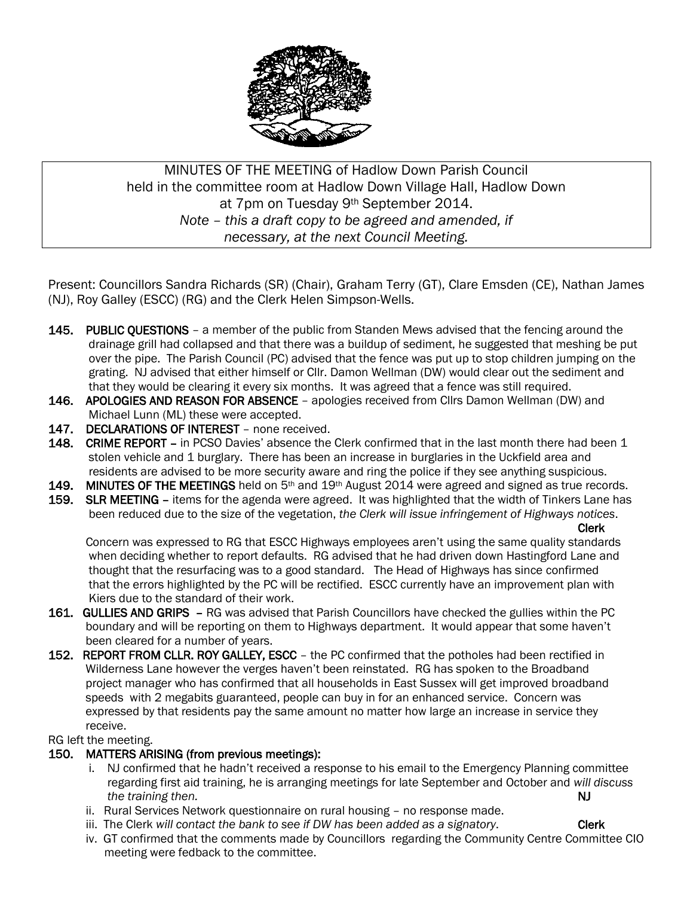MINUTES OF THE MEETING of Hadlow Down Parish Council held in the committee room at Hadlow Down Village Hall, Hadlow Down at 7pm on Tuesday 9th September 2014.
*Note – this a draft copy to be agreed and amended, if necessary, at the next Council Meeting.*

Present: Councillors Sandra Richards (SR) (Chair), Graham Terry (GT), Clare Emsden (CE), Nathan James (NJ), Roy Galley (ESCC) (RG) and the Clerk Helen Simpson-Wells.

**145. PUBLIC QUESTIONS** – a member of the public from Standen Mews advised that the fencing around the drainage grill had collapsed and that there was a buildup of sediment, he suggested that meshing be put over the pipe. The Parish Council (PC) advised that the fence was put up to stop children jumping on the grating. NJ advised that either himself or Cllr. Damon Wellman (DW) would clear out the sediment and that they would be clearing it every six months. It was agreed that a fence was still required.

**146. APOLOGIES AND REASON FOR ABSENCE** – apologies received from Cllrs Damon Wellman (DW) and Michael Lunn (ML) these were accepted.

**147. DECLARATIONS OF INTEREST** – none received.

**148. CRIME REPORT** – in PCSO Davies' absence the Clerk confirmed that in the last month there had been 1 stolen vehicle and 1 burglary. There has been an increase in burglaries in the Uckfield area and residents are advised to be more security aware and ring the police if they see anything suspicious.

**149. MINUTES OF THE MEETINGS** held on 5th and 19th August 2014 were agreed and signed as true records.

**159. SLR MEETING** – items for the agenda were agreed. It was highlighted that the width of Tinkers Lane has been reduced due to the size of the vegetation, *the Clerk will issue infringement of Highways notices*. **Clerk**

Concern was expressed to RG that ESCC Highways employees aren't using the same quality standards when deciding whether to report defaults. RG advised that he had driven down Hastingford Lane and thought that the resurfacing was to a good standard. The Head of Highways has since confirmed that the errors highlighted by the PC will be rectified. ESCC currently have an improvement plan with Kiers due to the standard of their work.

**161. GULLIES AND GRIPS** – RG was advised that Parish Councillors have checked the gullies within the PC boundary and will be reporting on them to Highways department. It would appear that some haven't been cleared for a number of years.

**152. REPORT FROM CLLR. ROY GALLEY, ESCC** – the PC confirmed that the potholes had been rectified in Wilderness Lane however the verges haven't been reinstated. RG has spoken to the Broadband project manager who has confirmed that all households in East Sussex will get improved broadband speeds with 2 megabits guaranteed, people can buy in for an enhanced service. Concern was expressed by that residents pay the same amount no matter how large an increase in service they receive.

RG left the meeting.

**150. MATTERS ARISING (from previous meetings):**

i. NJ confirmed that he hadn't received a response to his email to the Emergency Planning committee regarding first aid training, he is arranging meetings for late September and October and *will discuss the training then*. **NJ**

ii. Rural Services Network questionnaire on rural housing – no response made.

iii. The Clerk *will contact the bank to see if DW has been added as a signatory*. **Clerk**

iv. GT confirmed that the comments made by Councillors regarding the Community Centre Committee CIO meeting were fedback to the committee.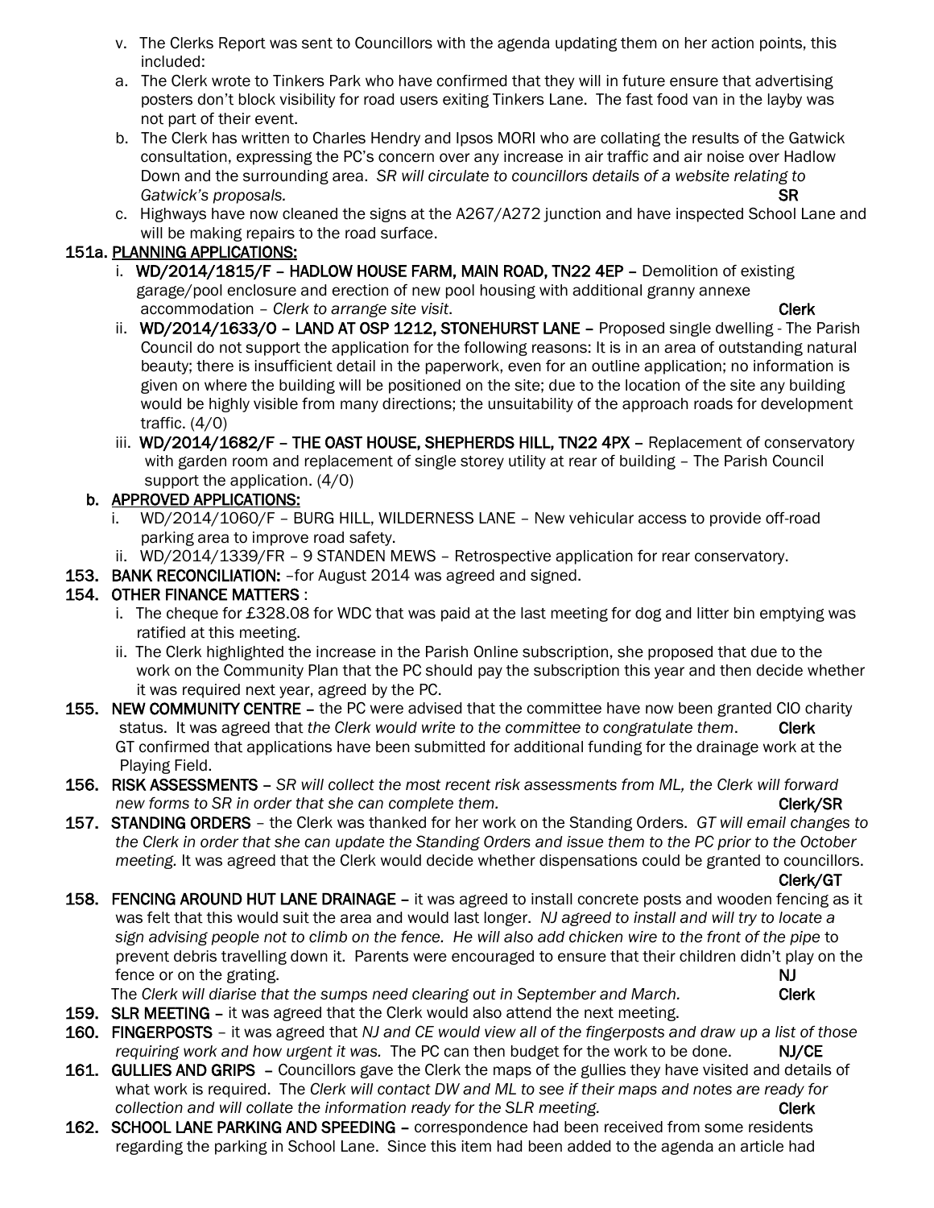v. The Clerks Report was sent to Councillors with the agenda updating them on her action points, this included:

a. The Clerk wrote to Tinkers Park who have confirmed that they will in future ensure that advertising posters don't block visibility for road users exiting Tinkers Lane. The fast food van in the layby was not part of their event.

b. The Clerk has written to Charles Hendry and Ipsos MORI who are collating the results of the Gatwick consultation, expressing the PC's concern over any increase in air traffic and air noise over Hadlow Down and the surrounding area. *SR will circulate to councillors details of a website relating to Gatwick's proposals.* **SR**

c. Highways have now cleaned the signs at the A267/A272 junction and have inspected School Lane and will be making repairs to the road surface.

**151a. PLANNING APPLICATIONS:**

i. **WD/2014/1815/F – HADLOW HOUSE FARM, MAIN ROAD, TN22 4EP –** Demolition of existing garage/pool enclosure and erection of new pool housing with additional granny annexe accommodation – *Clerk to arrange site visit*. **Clerk**

ii. **WD/2014/1633/O – LAND AT OSP 1212, STONEHURST LANE –** Proposed single dwelling - The Parish Council do not support the application for the following reasons: It is in an area of outstanding natural beauty; there is insufficient detail in the paperwork, even for an outline application; no information is given on where the building will be positioned on the site; due to the location of the site any building would be highly visible from many directions; the unsuitability of the approach roads for development traffic. (4/0)

iii. **WD/2014/1682/F – THE OAST HOUSE, SHEPHERDS HILL, TN22 4PX –** Replacement of conservatory with garden room and replacement of single storey utility at rear of building – The Parish Council support the application. (4/0)

**b. APPROVED APPLICATIONS:**

i. WD/2014/1060/F – BURG HILL, WILDERNESS LANE – New vehicular access to provide off-road parking area to improve road safety.

ii. WD/2014/1339/FR – 9 STANDEN MEWS – Retrospective application for rear conservatory.

**153. BANK RECONCILIATION:** –for August 2014 was agreed and signed.

**154. OTHER FINANCE MATTERS** :

i. The cheque for £328.08 for WDC that was paid at the last meeting for dog and litter bin emptying was ratified at this meeting.

ii. The Clerk highlighted the increase in the Parish Online subscription, she proposed that due to the work on the Community Plan that the PC should pay the subscription this year and then decide whether it was required next year, agreed by the PC.

**155. NEW COMMUNITY CENTRE –** the PC were advised that the committee have now been granted CIO charity status. It was agreed that *the Clerk would write to the committee to congratulate them*. **Clerk**
GT confirmed that applications have been submitted for additional funding for the drainage work at the Playing Field.

**156. RISK ASSESSMENTS –** *SR will collect the most recent risk assessments from ML, the Clerk will forward new forms to SR in order that she can complete them.* **Clerk/SR**

**157. STANDING ORDERS** – the Clerk was thanked for her work on the Standing Orders. *GT will email changes to the Clerk in order that she can update the Standing Orders and issue them to the PC prior to the October meeting.* It was agreed that the Clerk would decide whether dispensations could be granted to councillors. **Clerk/GT**

**158. FENCING AROUND HUT LANE DRAINAGE –** it was agreed to install concrete posts and wooden fencing as it was felt that this would suit the area and would last longer. *NJ agreed to install and will try to locate a sign advising people not to climb on the fence. He will also add chicken wire to the front of the pipe* to prevent debris travelling down it. Parents were encouraged to ensure that their children didn't play on the fence or on the grating. **NJ**
The *Clerk will diarise that the sumps need clearing out in September and March.* **Clerk**

**159. SLR MEETING –** it was agreed that the Clerk would also attend the next meeting.

**160. FINGERPOSTS** – it was agreed that *NJ and CE would view all of the fingerposts and draw up a list of those requiring work and how urgent it was.* The PC can then budget for the work to be done. **NJ/CE**

**161. GULLIES AND GRIPS –** Councillors gave the Clerk the maps of the gullies they have visited and details of what work is required. The *Clerk will contact DW and ML to see if their maps and notes are ready for collection and will collate the information ready for the SLR meeting.* **Clerk**

**162. SCHOOL LANE PARKING AND SPEEDING –** correspondence had been received from some residents regarding the parking in School Lane. Since this item had been added to the agenda an article had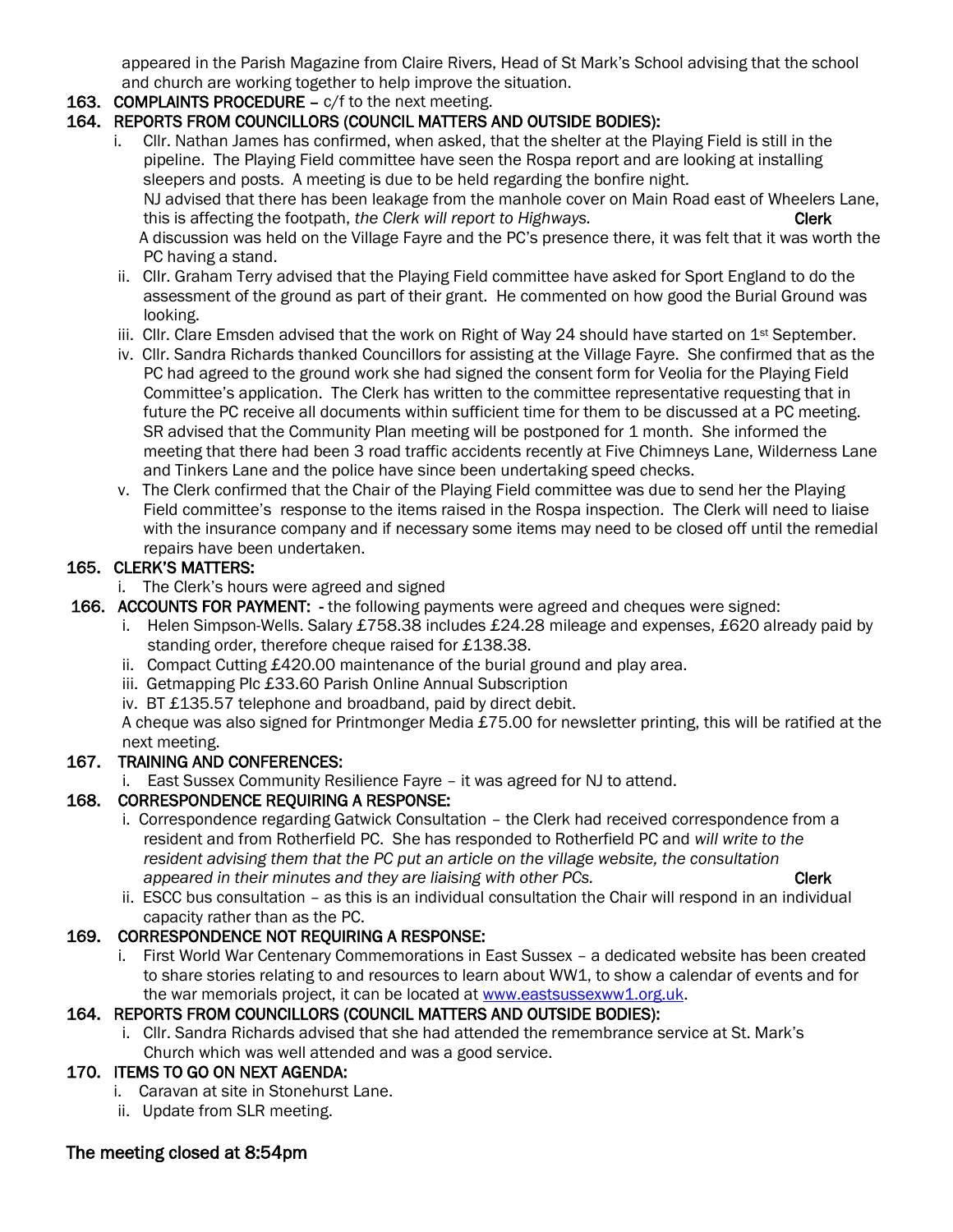appeared in the Parish Magazine from Claire Rivers, Head of St Mark's School advising that the school and church are working together to help improve the situation.

**163. COMPLAINTS PROCEDURE** – c/f to the next meeting.

**164. REPORTS FROM COUNCILLORS (COUNCIL MATTERS AND OUTSIDE BODIES):**

i. Cllr. Nathan James has confirmed, when asked, that the shelter at the Playing Field is still in the pipeline. The Playing Field committee have seen the Rospa report and are looking at installing sleepers and posts. A meeting is due to be held regarding the bonfire night.
   NJ advised that there has been leakage from the manhole cover on Main Road east of Wheelers Lane, this is affecting the footpath, *the Clerk will report to Highways.* **Clerk**
   A discussion was held on the Village Fayre and the PC's presence there, it was felt that it was worth the PC having a stand.

ii. Cllr. Graham Terry advised that the Playing Field committee have asked for Sport England to do the assessment of the ground as part of their grant. He commented on how good the Burial Ground was looking.

iii. Cllr. Clare Emsden advised that the work on Right of Way 24 should have started on 1st September.

iv. Cllr. Sandra Richards thanked Councillors for assisting at the Village Fayre. She confirmed that as the PC had agreed to the ground work she had signed the consent form for Veolia for the Playing Field Committee's application. The Clerk has written to the committee representative requesting that in future the PC receive all documents within sufficient time for them to be discussed at a PC meeting. SR advised that the Community Plan meeting will be postponed for 1 month. She informed the meeting that there had been 3 road traffic accidents recently at Five Chimneys Lane, Wilderness Lane and Tinkers Lane and the police have since been undertaking speed checks.

v. The Clerk confirmed that the Chair of the Playing Field committee was due to send her the Playing Field committee's response to the items raised in the Rospa inspection. The Clerk will need to liaise with the insurance company and if necessary some items may need to be closed off until the remedial repairs have been undertaken.

**165. CLERK'S MATTERS:**

i. The Clerk's hours were agreed and signed

**166. ACCOUNTS FOR PAYMENT:** - the following payments were agreed and cheques were signed:

i. Helen Simpson-Wells. Salary £758.38 includes £24.28 mileage and expenses, £620 already paid by standing order, therefore cheque raised for £138.38.
ii. Compact Cutting £420.00 maintenance of the burial ground and play area.
iii. Getmapping Plc £33.60 Parish Online Annual Subscription
iv. BT £135.57 telephone and broadband, paid by direct debit.

A cheque was also signed for Printmonger Media £75.00 for newsletter printing, this will be ratified at the next meeting.

**167. TRAINING AND CONFERENCES:**

i. East Sussex Community Resilience Fayre – it was agreed for NJ to attend.

**168. CORRESPONDENCE REQUIRING A RESPONSE:**

i. Correspondence regarding Gatwick Consultation – the Clerk had received correspondence from a resident and from Rotherfield PC. She has responded to Rotherfield PC and *will write to the resident advising them that the PC put an article on the village website, the consultation appeared in their minutes and they are liaising with other PCs.* **Clerk**
ii. ESCC bus consultation – as this is an individual consultation the Chair will respond in an individual capacity rather than as the PC.

**169. CORRESPONDENCE NOT REQUIRING A RESPONSE:**

i. First World War Centenary Commemorations in East Sussex – a dedicated website has been created to share stories relating to and resources to learn about WW1, to show a calendar of events and for the war memorials project, it can be located at www.eastsussexww1.org.uk.

**164. REPORTS FROM COUNCILLORS (COUNCIL MATTERS AND OUTSIDE BODIES):**

i. Cllr. Sandra Richards advised that she had attended the remembrance service at St. Mark's Church which was well attended and was a good service.

**170. ITEMS TO GO ON NEXT AGENDA:**

i. Caravan at site in Stonehurst Lane.
ii. Update from SLR meeting.

**The meeting closed at 8:54pm**